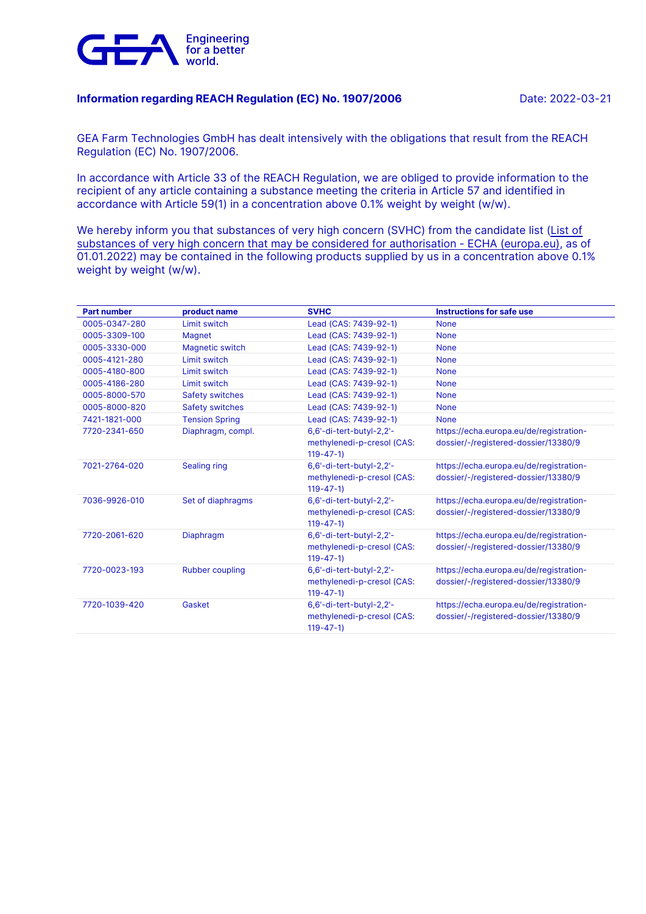GEA Engineering for a better world.

**Information regarding REACH Regulation (EC) No. 1907/2006**

Date: 2022-03-21

GEA Farm Technologies GmbH has dealt intensively with the obligations that result from the REACH Regulation (EC) No. 1907/2006.

In accordance with Article 33 of the REACH Regulation, we are obliged to provide information to the recipient of any article containing a substance meeting the criteria in Article 57 and identified in accordance with Article 59(1) in a concentration above 0.1% weight by weight (w/w).

We hereby inform you that substances of very high concern (SVHC) from the candidate list (List of substances of very high concern that may be considered for authorisation - ECHA (europa.eu), as of 01.01.2022) may be contained in the following products supplied by us in a concentration above 0.1% weight by weight (w/w).

| Part number | product name | SVHC | Instructions for safe use |
|---|---|---|---|
| 0005-0347-280 | Limit switch | Lead (CAS: 7439-92-1) | None |
| 0005-3309-100 | Magnet | Lead (CAS: 7439-92-1) | None |
| 0005-3330-000 | Magnetic switch | Lead (CAS: 7439-92-1) | None |
| 0005-4121-280 | Limit switch | Lead (CAS: 7439-92-1) | None |
| 0005-4180-800 | Limit switch | Lead (CAS: 7439-92-1) | None |
| 0005-4186-280 | Limit switch | Lead (CAS: 7439-92-1) | None |
| 0005-8000-570 | Safety switches | Lead (CAS: 7439-92-1) | None |
| 0005-8000-820 | Safety switches | Lead (CAS: 7439-92-1) | None |
| 7421-1821-000 | Tension Spring | Lead (CAS: 7439-92-1) | None |
| 7720-2341-650 | Diaphragm, compl. | 6,6'-di-tert-butyl-2,2'-methylenedi-p-cresol (CAS: 119-47-1) | https://echa.europa.eu/de/registration-dossier/-/registered-dossier/13380/9 |
| 7021-2764-020 | Sealing ring | 6,6'-di-tert-butyl-2,2'-methylenedi-p-cresol (CAS: 119-47-1) | https://echa.europa.eu/de/registration-dossier/-/registered-dossier/13380/9 |
| 7036-9926-010 | Set of diaphragms | 6,6'-di-tert-butyl-2,2'-methylenedi-p-cresol (CAS: 119-47-1) | https://echa.europa.eu/de/registration-dossier/-/registered-dossier/13380/9 |
| 7720-2061-620 | Diaphragm | 6,6'-di-tert-butyl-2,2'-methylenedi-p-cresol (CAS: 119-47-1) | https://echa.europa.eu/de/registration-dossier/-/registered-dossier/13380/9 |
| 7720-0023-193 | Rubber coupling | 6,6'-di-tert-butyl-2,2'-methylenedi-p-cresol (CAS: 119-47-1) | https://echa.europa.eu/de/registration-dossier/-/registered-dossier/13380/9 |
| 7720-1039-420 | Gasket | 6,6'-di-tert-butyl-2,2'-methylenedi-p-cresol (CAS: 119-47-1) | https://echa.europa.eu/de/registration-dossier/-/registered-dossier/13380/9 |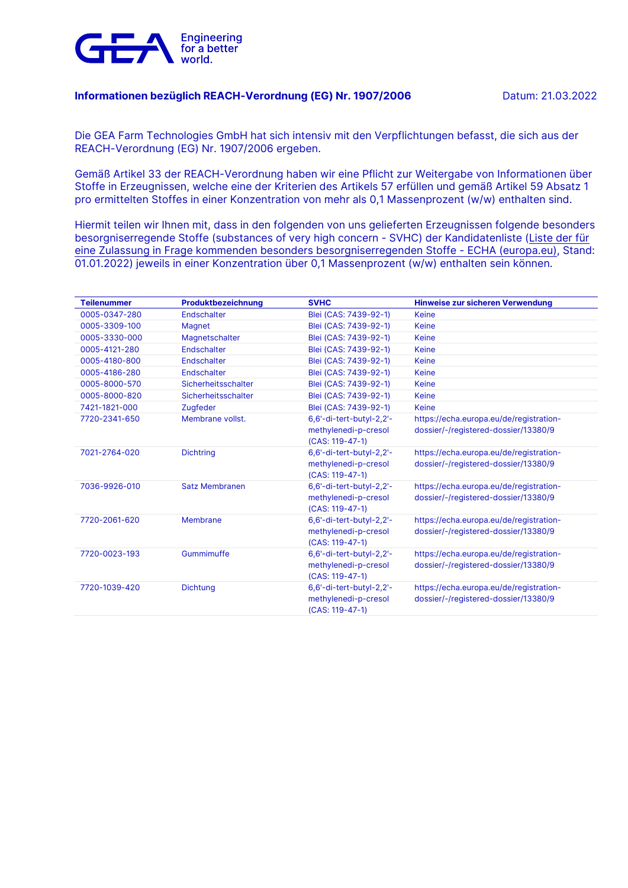GEA Engineering for a better world.

**Informationen bezüglich REACH-Verordnung (EG) Nr. 1907/2006**

Datum: 21.03.2022

Die GEA Farm Technologies GmbH hat sich intensiv mit den Verpflichtungen befasst, die sich aus der REACH-Verordnung (EG) Nr. 1907/2006 ergeben.

Gemäß Artikel 33 der REACH-Verordnung haben wir eine Pflicht zur Weitergabe von Informationen über Stoffe in Erzeugnissen, welche eine der Kriterien des Artikels 57 erfüllen und gemäß Artikel 59 Absatz 1 pro ermittelten Stoffes in einer Konzentration von mehr als 0,1 Massenprozent (w/w) enthalten sind.

Hiermit teilen wir Ihnen mit, dass in den folgenden von uns gelieferten Erzeugnissen folgende besonders besorgniserregende Stoffe (substances of very high concern - SVHC) der Kandidatenliste (Liste der für eine Zulassung in Frage kommenden besonders besorgniserregenden Stoffe - ECHA (europa.eu), Stand: 01.01.2022) jeweils in einer Konzentration über 0,1 Massenprozent (w/w) enthalten sein können.

| Teilenummer | Produktbezeichnung | SVHC | Hinweise zur sicheren Verwendung |
|---|---|---|---|
| 0005-0347-280 | Endschalter | Blei (CAS: 7439-92-1) | Keine |
| 0005-3309-100 | Magnet | Blei (CAS: 7439-92-1) | Keine |
| 0005-3330-000 | Magnetschalter | Blei (CAS: 7439-92-1) | Keine |
| 0005-4121-280 | Endschalter | Blei (CAS: 7439-92-1) | Keine |
| 0005-4180-800 | Endschalter | Blei (CAS: 7439-92-1) | Keine |
| 0005-4186-280 | Endschalter | Blei (CAS: 7439-92-1) | Keine |
| 0005-8000-570 | Sicherheitsschalter | Blei (CAS: 7439-92-1) | Keine |
| 0005-8000-820 | Sicherheitsschalter | Blei (CAS: 7439-92-1) | Keine |
| 7421-1821-000 | Zugfeder | Blei (CAS: 7439-92-1) | Keine |
| 7720-2341-650 | Membrane vollst. | 6,6'-di-tert-butyl-2,2'-methylenedi-p-cresol (CAS: 119-47-1) | https://echa.europa.eu/de/registration-dossier/-/registered-dossier/13380/9 |
| 7021-2764-020 | Dichtring | 6,6'-di-tert-butyl-2,2'-methylenedi-p-cresol (CAS: 119-47-1) | https://echa.europa.eu/de/registration-dossier/-/registered-dossier/13380/9 |
| 7036-9926-010 | Satz Membranen | 6,6'-di-tert-butyl-2,2'-methylenedi-p-cresol (CAS: 119-47-1) | https://echa.europa.eu/de/registration-dossier/-/registered-dossier/13380/9 |
| 7720-2061-620 | Membrane | 6,6'-di-tert-butyl-2,2'-methylenedi-p-cresol (CAS: 119-47-1) | https://echa.europa.eu/de/registration-dossier/-/registered-dossier/13380/9 |
| 7720-0023-193 | Gummimuffe | 6,6'-di-tert-butyl-2,2'-methylenedi-p-cresol (CAS: 119-47-1) | https://echa.europa.eu/de/registration-dossier/-/registered-dossier/13380/9 |
| 7720-1039-420 | Dichtung | 6,6'-di-tert-butyl-2,2'-methylenedi-p-cresol (CAS: 119-47-1) | https://echa.europa.eu/de/registration-dossier/-/registered-dossier/13380/9 |